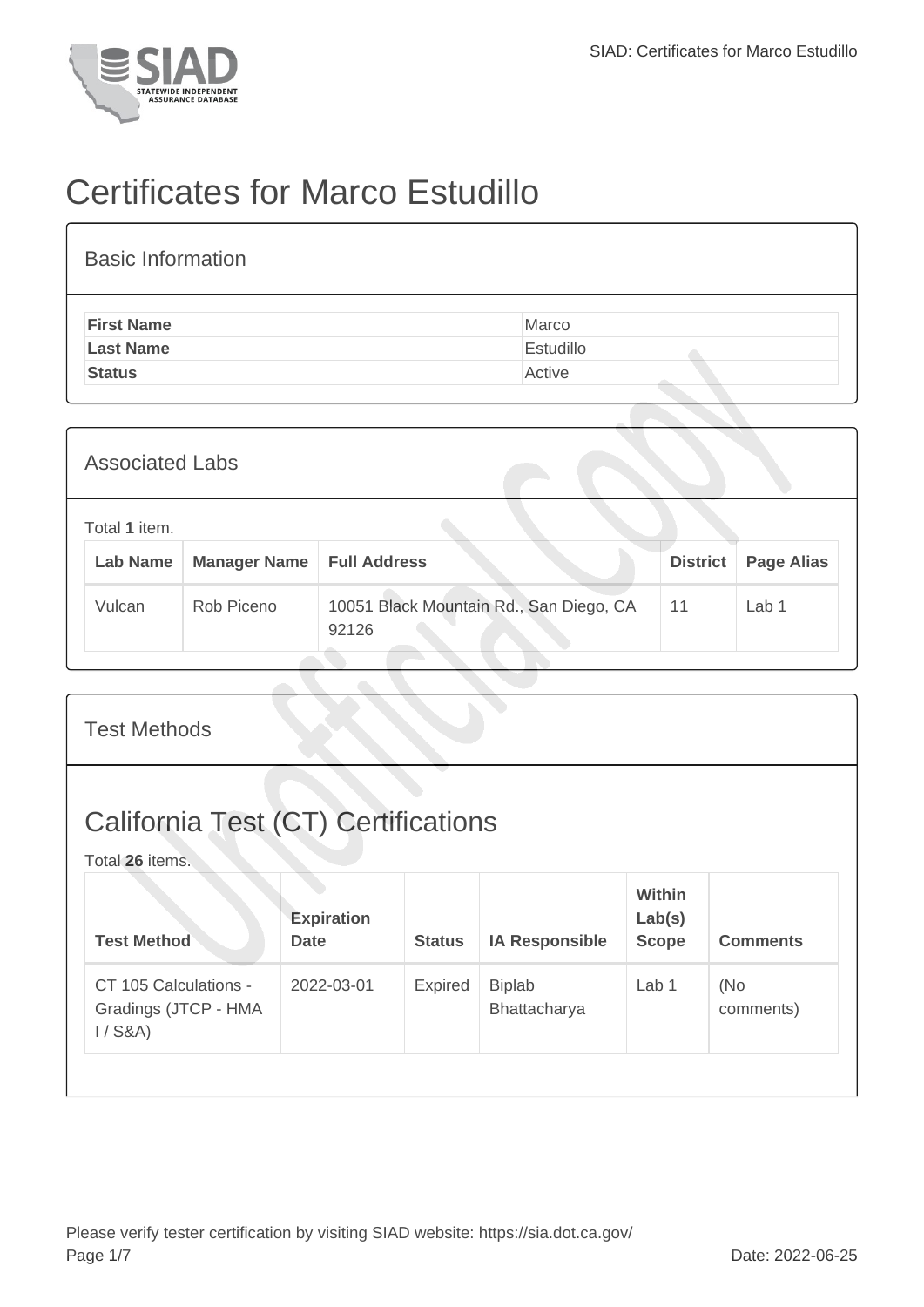# Certificates for Marco Estudillo

## Basic Information

| | |
|---|---|
| **First Name** | Marco |
| **Last Name** | Estudillo |
| **Status** | Active |

## Associated Labs

Total **1** item.

| Lab Name | Manager Name | Full Address | District | Page Alias |
|---|---|---|---|---|
| Vulcan | Rob Piceno | 10051 Black Mountain Rd., San Diego, CA 92126 | 11 | Lab 1 |

## Test Methods

## California Test (CT) Certifications

Total **26** items.

| Test Method | Expiration Date | Status | IA Responsible | Within Lab(s) Scope | Comments |
|---|---|---|---|---|---|
| CT 105 Calculations - Gradings (JTCP - HMA I / S&A) | 2022-03-01 | Expired | Biplab Bhattacharya | Lab 1 | (No comments) |

Please verify tester certification by visiting SIAD website: https://sia.dot.ca.gov/

Date: 2022-06-25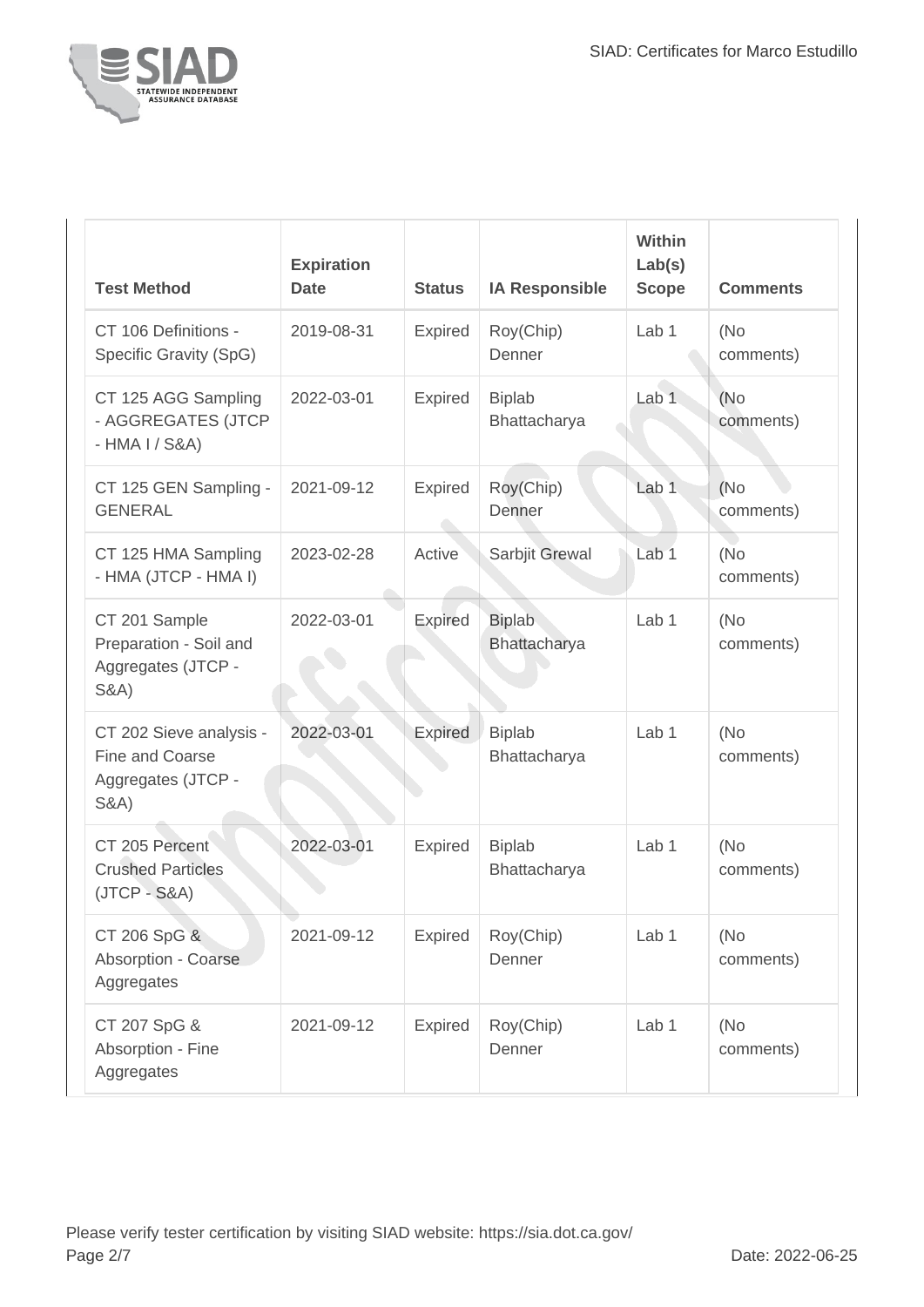| Test Method | Expiration Date | Status | IA Responsible | Within Lab(s) Scope | Comments |
| --- | --- | --- | --- | --- | --- |
| CT 106 Definitions - Specific Gravity (SpG) | 2019-08-31 | Expired | Roy(Chip) Denner | Lab 1 | (No comments) |
| CT 125 AGG Sampling - AGGREGATES (JTCP - HMA I / S&A) | 2022-03-01 | Expired | Biplab Bhattacharya | Lab 1 | (No comments) |
| CT 125 GEN Sampling - GENERAL | 2021-09-12 | Expired | Roy(Chip) Denner | Lab 1 | (No comments) |
| CT 125 HMA Sampling - HMA (JTCP - HMA I) | 2023-02-28 | Active | Sarbjit Grewal | Lab 1 | (No comments) |
| CT 201 Sample Preparation - Soil and Aggregates (JTCP - S&A) | 2022-03-01 | Expired | Biplab Bhattacharya | Lab 1 | (No comments) |
| CT 202 Sieve analysis - Fine and Coarse Aggregates (JTCP - S&A) | 2022-03-01 | Expired | Biplab Bhattacharya | Lab 1 | (No comments) |
| CT 205 Percent Crushed Particles (JTCP - S&A) | 2022-03-01 | Expired | Biplab Bhattacharya | Lab 1 | (No comments) |
| CT 206 SpG & Absorption - Coarse Aggregates | 2021-09-12 | Expired | Roy(Chip) Denner | Lab 1 | (No comments) |
| CT 207 SpG & Absorption - Fine Aggregates | 2021-09-12 | Expired | Roy(Chip) Denner | Lab 1 | (No comments) |

Please verify tester certification by visiting SIAD website: https://sia.dot.ca.gov/

Date: 2022-06-25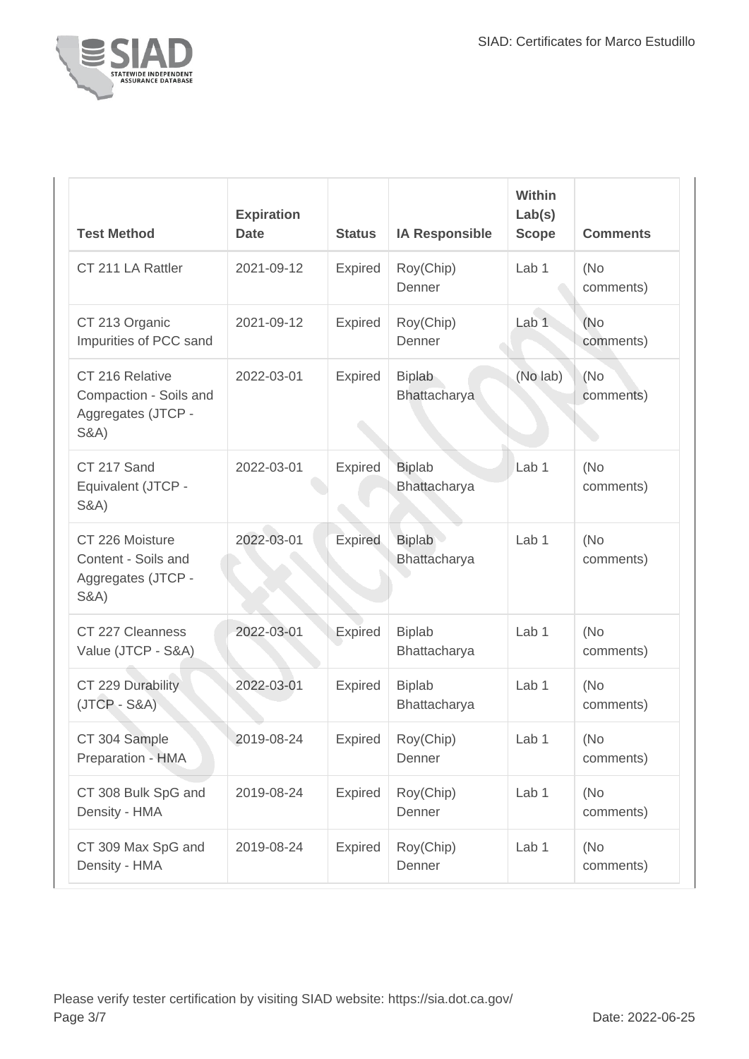| Test Method | Expiration Date | Status | IA Responsible | Within Lab(s) Scope | Comments |
|---|---|---|---|---|---|
| CT 211 LA Rattler | 2021-09-12 | Expired | Roy(Chip) Denner | Lab 1 | (No comments) |
| CT 213 Organic Impurities of PCC sand | 2021-09-12 | Expired | Roy(Chip) Denner | Lab 1 | (No comments) |
| CT 216 Relative Compaction - Soils and Aggregates (JTCP - S&A) | 2022-03-01 | Expired | Biplab Bhattacharya | (No lab) | (No comments) |
| CT 217 Sand Equivalent (JTCP - S&A) | 2022-03-01 | Expired | Biplab Bhattacharya | Lab 1 | (No comments) |
| CT 226 Moisture Content - Soils and Aggregates (JTCP - S&A) | 2022-03-01 | Expired | Biplab Bhattacharya | Lab 1 | (No comments) |
| CT 227 Cleanness Value (JTCP - S&A) | 2022-03-01 | Expired | Biplab Bhattacharya | Lab 1 | (No comments) |
| CT 229 Durability (JTCP - S&A) | 2022-03-01 | Expired | Biplab Bhattacharya | Lab 1 | (No comments) |
| CT 304 Sample Preparation - HMA | 2019-08-24 | Expired | Roy(Chip) Denner | Lab 1 | (No comments) |
| CT 308 Bulk SpG and Density - HMA | 2019-08-24 | Expired | Roy(Chip) Denner | Lab 1 | (No comments) |
| CT 309 Max SpG and Density - HMA | 2019-08-24 | Expired | Roy(Chip) Denner | Lab 1 | (No comments) |

Please verify tester certification by visiting SIAD website: https://sia.dot.ca.gov/

Date: 2022-06-25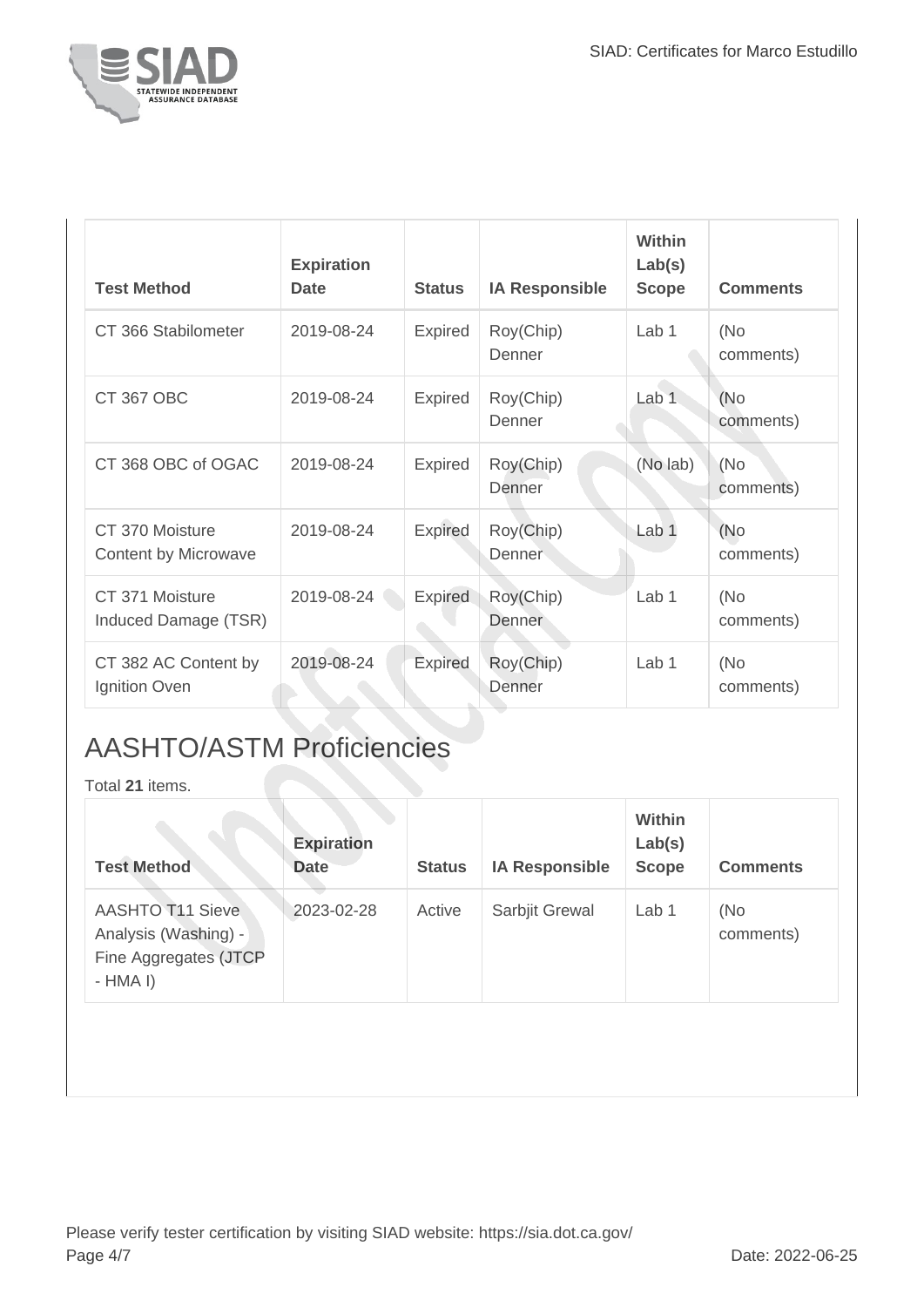| Test Method | Expiration Date | Status | IA Responsible | Within Lab(s) Scope | Comments |
| --- | --- | --- | --- | --- | --- |
| CT 366 Stabilometer | 2019-08-24 | Expired | Roy(Chip) Denner | Lab 1 | (No comments) |
| CT 367 OBC | 2019-08-24 | Expired | Roy(Chip) Denner | Lab 1 | (No comments) |
| CT 368 OBC of OGAC | 2019-08-24 | Expired | Roy(Chip) Denner | (No lab) | (No comments) |
| CT 370 Moisture Content by Microwave | 2019-08-24 | Expired | Roy(Chip) Denner | Lab 1 | (No comments) |
| CT 371 Moisture Induced Damage (TSR) | 2019-08-24 | Expired | Roy(Chip) Denner | Lab 1 | (No comments) |
| CT 382 AC Content by Ignition Oven | 2019-08-24 | Expired | Roy(Chip) Denner | Lab 1 | (No comments) |

## AASHTO/ASTM Proficiencies

Total **21** items.

| Test Method | Expiration Date | Status | IA Responsible | Within Lab(s) Scope | Comments |
| --- | --- | --- | --- | --- | --- |
| AASHTO T11 Sieve Analysis (Washing) - Fine Aggregates (JTCP - HMA I) | 2023-02-28 | Active | Sarbjit Grewal | Lab 1 | (No comments) |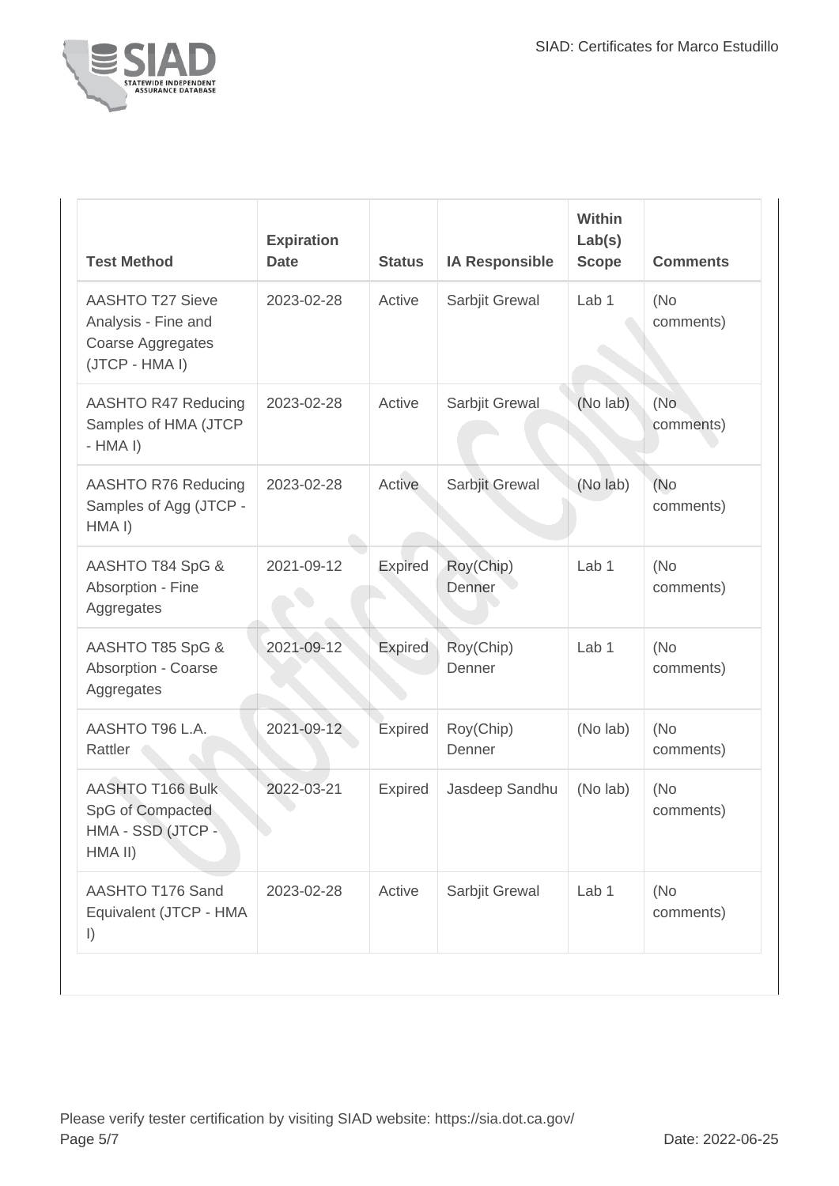| Test Method | Expiration Date | Status | IA Responsible | Within Lab(s) Scope | Comments |
|---|---|---|---|---|---|
| AASHTO T27 Sieve Analysis - Fine and Coarse Aggregates (JTCP - HMA I) | 2023-02-28 | Active | Sarbjit Grewal | Lab 1 | (No comments) |
| AASHTO R47 Reducing Samples of HMA (JTCP - HMA I) | 2023-02-28 | Active | Sarbjit Grewal | (No lab) | (No comments) |
| AASHTO R76 Reducing Samples of Agg (JTCP - HMA I) | 2023-02-28 | Active | Sarbjit Grewal | (No lab) | (No comments) |
| AASHTO T84 SpG & Absorption - Fine Aggregates | 2021-09-12 | Expired | Roy(Chip) Denner | Lab 1 | (No comments) |
| AASHTO T85 SpG & Absorption - Coarse Aggregates | 2021-09-12 | Expired | Roy(Chip) Denner | Lab 1 | (No comments) |
| AASHTO T96 L.A. Rattler | 2021-09-12 | Expired | Roy(Chip) Denner | (No lab) | (No comments) |
| AASHTO T166 Bulk SpG of Compacted HMA - SSD (JTCP - HMA II) | 2022-03-21 | Expired | Jasdeep Sandhu | (No lab) | (No comments) |
| AASHTO T176 Sand Equivalent (JTCP - HMA I) | 2023-02-28 | Active | Sarbjit Grewal | Lab 1 | (No comments) |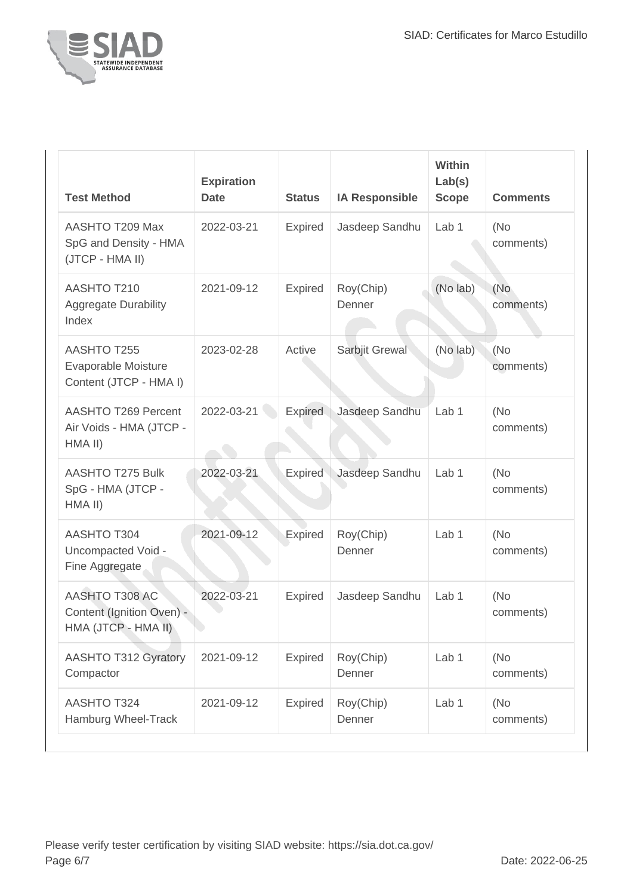| Test Method | Expiration Date | Status | IA Responsible | Within Lab(s) Scope | Comments |
|---|---|---|---|---|---|
| AASHTO T209 Max SpG and Density - HMA (JTCP - HMA II) | 2022-03-21 | Expired | Jasdeep Sandhu | Lab 1 | (No comments) |
| AASHTO T210 Aggregate Durability Index | 2021-09-12 | Expired | Roy(Chip) Denner | (No lab) | (No comments) |
| AASHTO T255 Evaporable Moisture Content (JTCP - HMA I) | 2023-02-28 | Active | Sarbjit Grewal | (No lab) | (No comments) |
| AASHTO T269 Percent Air Voids - HMA (JTCP - HMA II) | 2022-03-21 | Expired | Jasdeep Sandhu | Lab 1 | (No comments) |
| AASHTO T275 Bulk SpG - HMA (JTCP - HMA II) | 2022-03-21 | Expired | Jasdeep Sandhu | Lab 1 | (No comments) |
| AASHTO T304 Uncompacted Void - Fine Aggregate | 2021-09-12 | Expired | Roy(Chip) Denner | Lab 1 | (No comments) |
| AASHTO T308 AC Content (Ignition Oven) - HMA (JTCP - HMA II) | 2022-03-21 | Expired | Jasdeep Sandhu | Lab 1 | (No comments) |
| AASHTO T312 Gyratory Compactor | 2021-09-12 | Expired | Roy(Chip) Denner | Lab 1 | (No comments) |
| AASHTO T324 Hamburg Wheel-Track | 2021-09-12 | Expired | Roy(Chip) Denner | Lab 1 | (No comments) |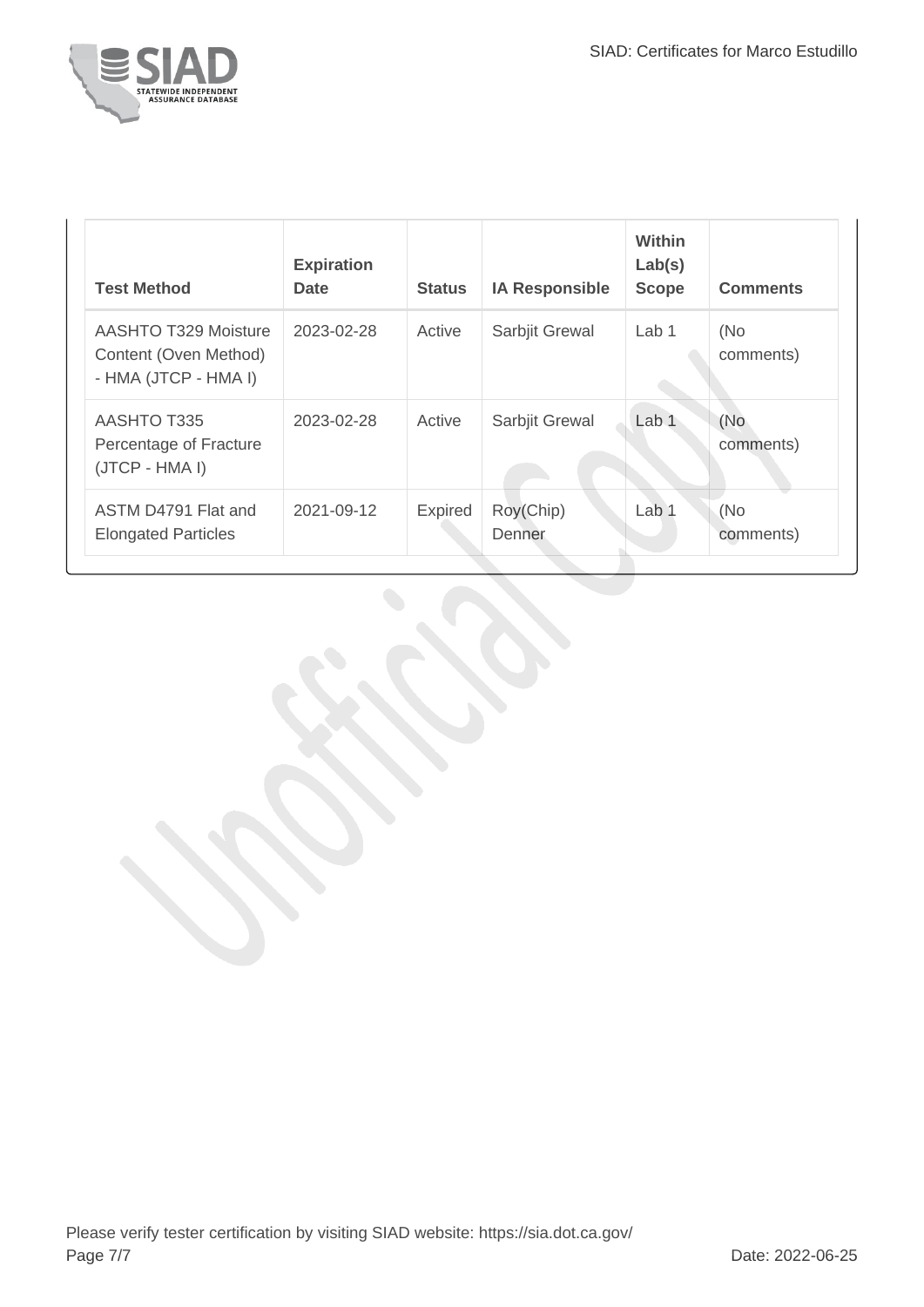| Test Method | Expiration Date | Status | IA Responsible | Within Lab(s) Scope | Comments |
|---|---|---|---|---|---|
| AASHTO T329 Moisture Content (Oven Method) - HMA (JTCP - HMA I) | 2023-02-28 | Active | Sarbjit Grewal | Lab 1 | (No comments) |
| AASHTO T335 Percentage of Fracture (JTCP - HMA I) | 2023-02-28 | Active | Sarbjit Grewal | Lab 1 | (No comments) |
| ASTM D4791 Flat and Elongated Particles | 2021-09-12 | Expired | Roy(Chip) Denner | Lab 1 | (No comments) |